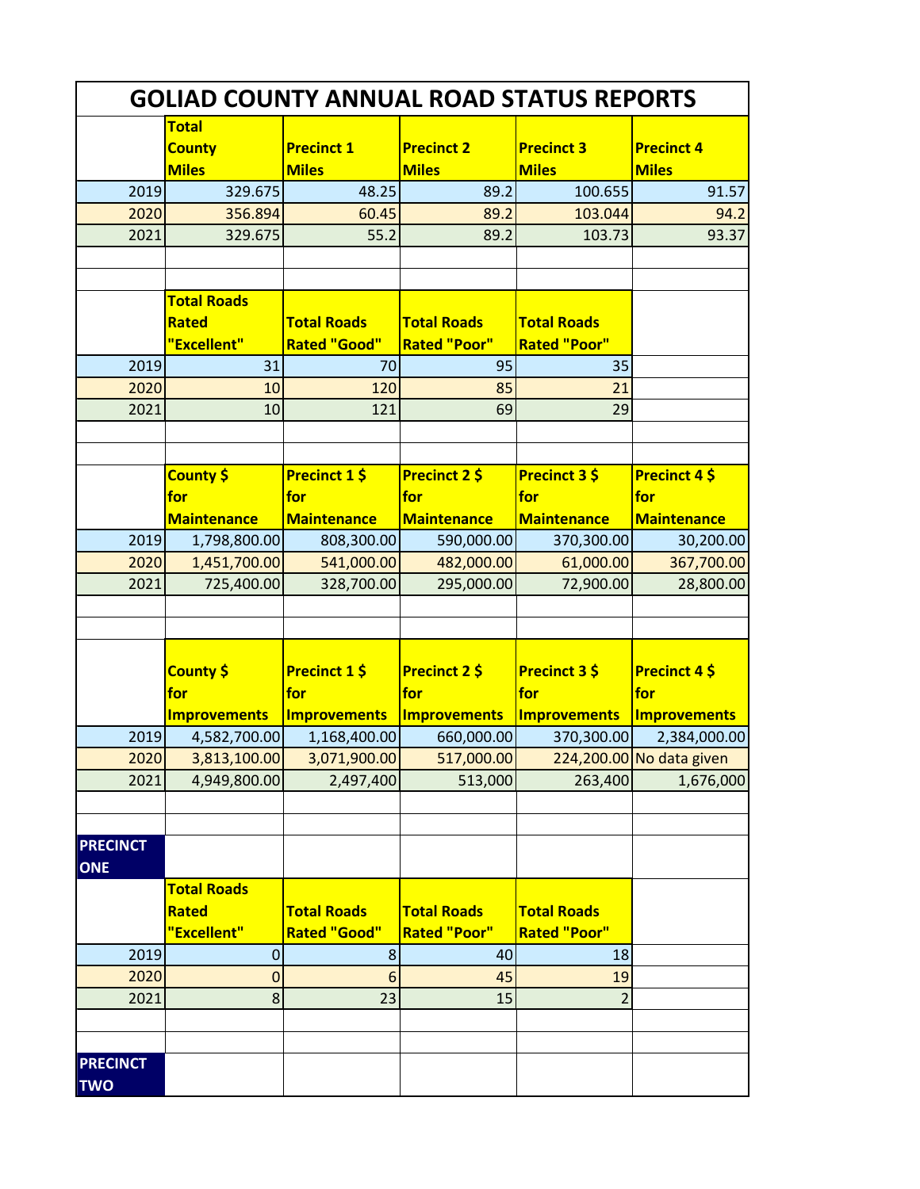# GOLIAD COUNTY ANNUAL ROAD STATUS REPORTS

| | Total County Miles | Precinct 1 Miles | Precinct 2 Miles | Precinct 3 Miles | Precinct 4 Miles |
|---|---|---|---|---|---|
| 2019 | 329.675 | 48.25 | 89.2 | 100.655 | 91.57 |
| 2020 | 356.894 | 60.45 | 89.2 | 103.044 | 94.2 |
| 2021 | 329.675 | 55.2 | 89.2 | 103.73 | 93.37 |

| | Total Roads Rated "Excellent" | Total Roads Rated "Good" | Total Roads Rated "Poor" | Total Roads Rated "Poor" |
|---|---|---|---|---|
| 2019 | 31 | 70 | 95 | 35 |
| 2020 | 10 | 120 | 85 | 21 |
| 2021 | 10 | 121 | 69 | 29 |

| | County $ for Maintenance | Precinct 1 $ for Maintenance | Precinct 2 $ for Maintenance | Precinct 3 $ for Maintenance | Precinct 4 $ for Maintenance |
|---|---|---|---|---|---|
| 2019 | 1,798,800.00 | 808,300.00 | 590,000.00 | 370,300.00 | 30,200.00 |
| 2020 | 1,451,700.00 | 541,000.00 | 482,000.00 | 61,000.00 | 367,700.00 |
| 2021 | 725,400.00 | 328,700.00 | 295,000.00 | 72,900.00 | 28,800.00 |

| | County $ for Improvements | Precinct 1 $ for Improvements | Precinct 2 $ for Improvements | Precinct 3 $ for Improvements | Precinct 4 $ for Improvements |
|---|---|---|---|---|---|
| 2019 | 4,582,700.00 | 1,168,400.00 | 660,000.00 | 370,300.00 | 2,384,000.00 |
| 2020 | 3,813,100.00 | 3,071,900.00 | 517,000.00 | 224,200.00 | No data given |
| 2021 | 4,949,800.00 | 2,497,400 | 513,000 | 263,400 | 1,676,000 |

**PRECINCT ONE**

| | Total Roads Rated "Excellent" | Total Roads Rated "Good" | Total Roads Rated "Poor" | Total Roads Rated "Poor" |
|---|---|---|---|---|
| 2019 | 0 | 8 | 40 | 18 |
| 2020 | 0 | 6 | 45 | 19 |
| 2021 | 8 | 23 | 15 | 2 |

**PRECINCT TWO**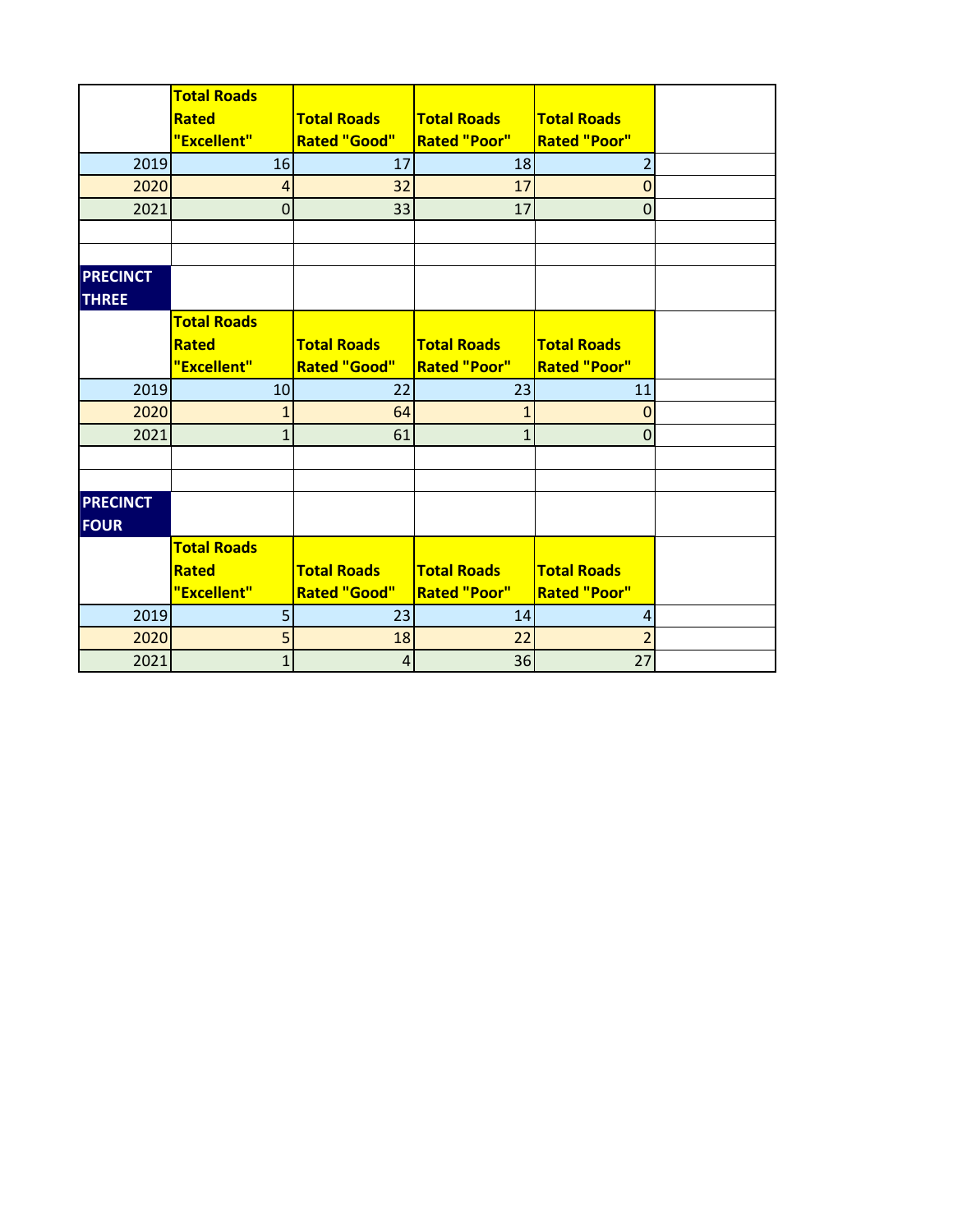| | Total Roads Rated "Excellent" | Total Roads Rated "Good" | Total Roads Rated "Poor" | Total Roads Rated "Poor" | |
|---|---|---|---|---|---|
| 2019 | 16 | 17 | 18 | 2 | |
| 2020 | 4 | 32 | 17 | 0 | |
| 2021 | 0 | 33 | 17 | 0 | |

**PRECINCT THREE**

| | Total Roads Rated "Excellent" | Total Roads Rated "Good" | Total Roads Rated "Poor" | Total Roads Rated "Poor" | |
|---|---|---|---|---|---|
| 2019 | 10 | 22 | 23 | 11 | |
| 2020 | 1 | 64 | 1 | 0 | |
| 2021 | 1 | 61 | 1 | 0 | |

**PRECINCT FOUR**

| | Total Roads Rated "Excellent" | Total Roads Rated "Good" | Total Roads Rated "Poor" | Total Roads Rated "Poor" | |
|---|---|---|---|---|---|
| 2019 | 5 | 23 | 14 | 4 | |
| 2020 | 5 | 18 | 22 | 2 | |
| 2021 | 1 | 4 | 36 | 27 | |